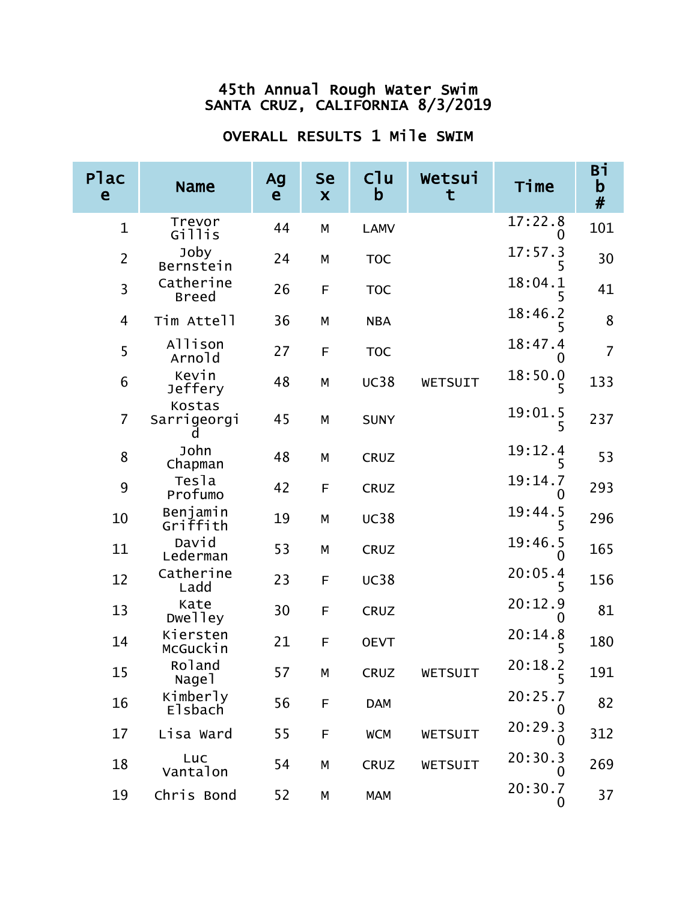# 45th Annual Rough Water Swim
## SANTA CRUZ, CALIFORNIA 8/3/2019

### OVERALL RESULTS 1 Mile SWIM

| Place | Name | Age | Sex | Club | Wetsuit | Time | Bib # |
|---|---|---|---|---|---|---|---|
| 1 | Trevor Gillis | 44 | M | LAMV | | 17:22.80 | 101 |
| 2 | Joby Bernstein | 24 | M | TOC | | 17:57.35 | 30 |
| 3 | Catherine Breed | 26 | F | TOC | | 18:04.15 | 41 |
| 4 | Tim Attell | 36 | M | NBA | | 18:46.25 | 8 |
| 5 | Allison Arnold | 27 | F | TOC | | 18:47.40 | 7 |
| 6 | Kevin Jeffery | 48 | M | UC38 | WETSUIT | 18:50.05 | 133 |
| 7 | Kostas Sarrigeorgid | 45 | M | SUNY | | 19:01.55 | 237 |
| 8 | John Chapman | 48 | M | CRUZ | | 19:12.45 | 53 |
| 9 | Tesla Profumo | 42 | F | CRUZ | | 19:14.70 | 293 |
| 10 | Benjamin Griffith | 19 | M | UC38 | | 19:44.55 | 296 |
| 11 | David Lederman | 53 | M | CRUZ | | 19:46.50 | 165 |
| 12 | Catherine Ladd | 23 | F | UC38 | | 20:05.45 | 156 |
| 13 | Kate Dwelley | 30 | F | CRUZ | | 20:12.90 | 81 |
| 14 | Kiersten McGuckin | 21 | F | OEVT | | 20:14.85 | 180 |
| 15 | Roland Nagel | 57 | M | CRUZ | WETSUIT | 20:18.25 | 191 |
| 16 | Kimberly Elsbach | 56 | F | DAM | | 20:25.70 | 82 |
| 17 | Lisa Ward | 55 | F | WCM | WETSUIT | 20:29.30 | 312 |
| 18 | Luc Vantalon | 54 | M | CRUZ | WETSUIT | 20:30.30 | 269 |
| 19 | Chris Bond | 52 | M | MAM | | 20:30.70 | 37 |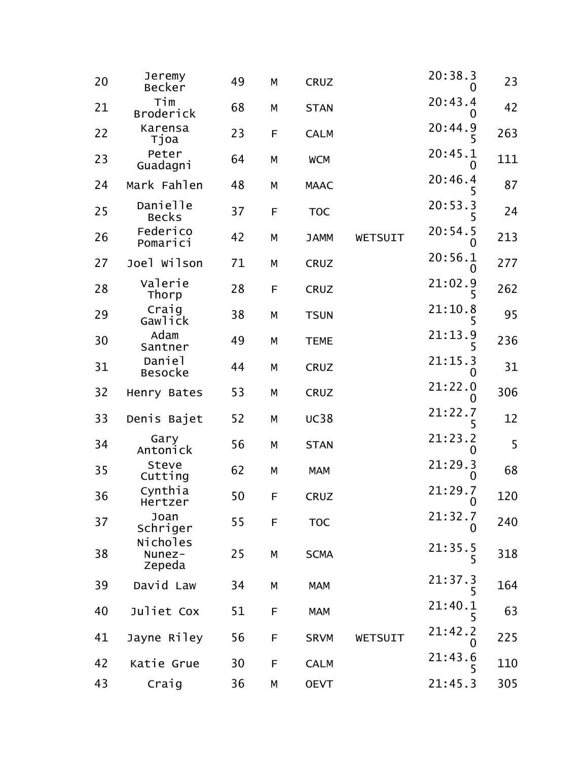| | | | | | | | |
|---|---|---|---|---|---|---|---|
| 20 | Jeremy Becker | 49 | M | CRUZ | | 20:38.30 | 23 |
| 21 | Tim Broderick | 68 | M | STAN | | 20:43.40 | 42 |
| 22 | Karensa Tjoa | 23 | F | CALM | | 20:44.95 | 263 |
| 23 | Peter Guadagni | 64 | M | WCM | | 20:45.10 | 111 |
| 24 | Mark Fahlen | 48 | M | MAAC | | 20:46.45 | 87 |
| 25 | Danielle Becks | 37 | F | TOC | | 20:53.35 | 24 |
| 26 | Federico Pomarici | 42 | M | JAMM | WETSUIT | 20:54.50 | 213 |
| 27 | Joel Wilson | 71 | M | CRUZ | | 20:56.10 | 277 |
| 28 | Valerie Thorp | 28 | F | CRUZ | | 21:02.95 | 262 |
| 29 | Craig Gawlick | 38 | M | TSUN | | 21:10.85 | 95 |
| 30 | Adam Santner | 49 | M | TEME | | 21:13.95 | 236 |
| 31 | Daniel Besocke | 44 | M | CRUZ | | 21:15.30 | 31 |
| 32 | Henry Bates | 53 | M | CRUZ | | 21:22.00 | 306 |
| 33 | Denis Bajet | 52 | M | UC38 | | 21:22.75 | 12 |
| 34 | Gary Antonick | 56 | M | STAN | | 21:23.20 | 5 |
| 35 | Steve Cutting | 62 | M | MAM | | 21:29.30 | 68 |
| 36 | Cynthia Hertzer | 50 | F | CRUZ | | 21:29.70 | 120 |
| 37 | Joan Schriger | 55 | F | TOC | | 21:32.70 | 240 |
| 38 | Nicholes Nunez-Zepeda | 25 | M | SCMA | | 21:35.55 | 318 |
| 39 | David Law | 34 | M | MAM | | 21:37.35 | 164 |
| 40 | Juliet Cox | 51 | F | MAM | | 21:40.15 | 63 |
| 41 | Jayne Riley | 56 | F | SRVM | WETSUIT | 21:42.20 | 225 |
| 42 | Katie Grue | 30 | F | CALM | | 21:43.65 | 110 |
| 43 | Craig | 36 | M | OEVT | | 21:45.3 | 305 |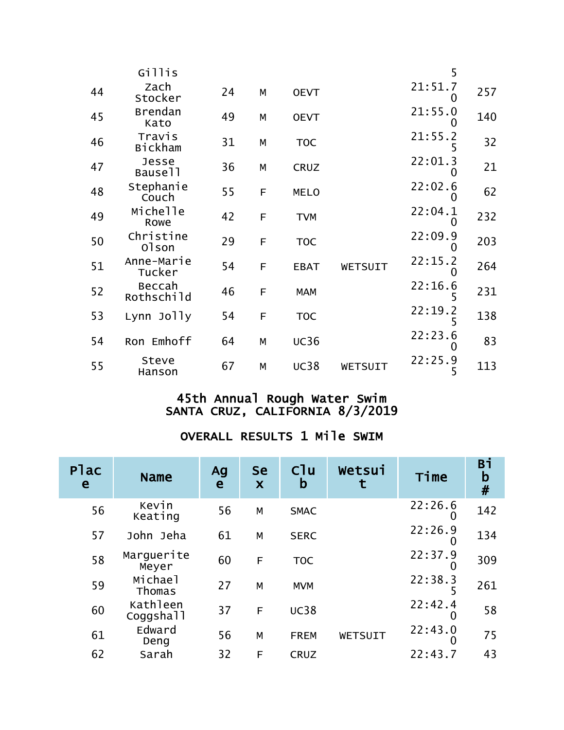| | | | | | | | |
|---|---|---|---|---|---|---|---|
| | Gillis | | | | | 5 | |
| 44 | Zach Stocker | 24 | M | OEVT | | 21:51.70 | 257 |
| 45 | Brendan Kato | 49 | M | OEVT | | 21:55.00 | 140 |
| 46 | Travis Bickham | 31 | M | TOC | | 21:55.25 | 32 |
| 47 | Jesse Bausell | 36 | M | CRUZ | | 22:01.30 | 21 |
| 48 | Stephanie Couch | 55 | F | MELO | | 22:02.60 | 62 |
| 49 | Michelle Rowe | 42 | F | TVM | | 22:04.10 | 232 |
| 50 | Christine Olson | 29 | F | TOC | | 22:09.90 | 203 |
| 51 | Anne-Marie Tucker | 54 | F | EBAT | WETSUIT | 22:15.20 | 264 |
| 52 | Beccah Rothschild | 46 | F | MAM | | 22:16.65 | 231 |
| 53 | Lynn Jolly | 54 | F | TOC | | 22:19.25 | 138 |
| 54 | Ron Emhoff | 64 | M | UC36 | | 22:23.60 | 83 |
| 55 | Steve Hanson | 67 | M | UC38 | WETSUIT | 22:25.95 | 113 |

## 45th Annual Rough Water Swim
## SANTA CRUZ, CALIFORNIA 8/3/2019

## OVERALL RESULTS 1 Mile SWIM

| Place | Name | Age | Sex | Club | Wetsuit | Time | Bib # |
|---|---|---|---|---|---|---|---|
| 56 | Kevin Keating | 56 | M | SMAC | | 22:26.60 | 142 |
| 57 | John Jeha | 61 | M | SERC | | 22:26.90 | 134 |
| 58 | Marguerite Meyer | 60 | F | TOC | | 22:37.90 | 309 |
| 59 | Michael Thomas | 27 | M | MVM | | 22:38.35 | 261 |
| 60 | Kathleen Coggshall | 37 | F | UC38 | | 22:42.40 | 58 |
| 61 | Edward Deng | 56 | M | FREM | WETSUIT | 22:43.00 | 75 |
| 62 | Sarah | 32 | F | CRUZ | | 22:43.7 | 43 |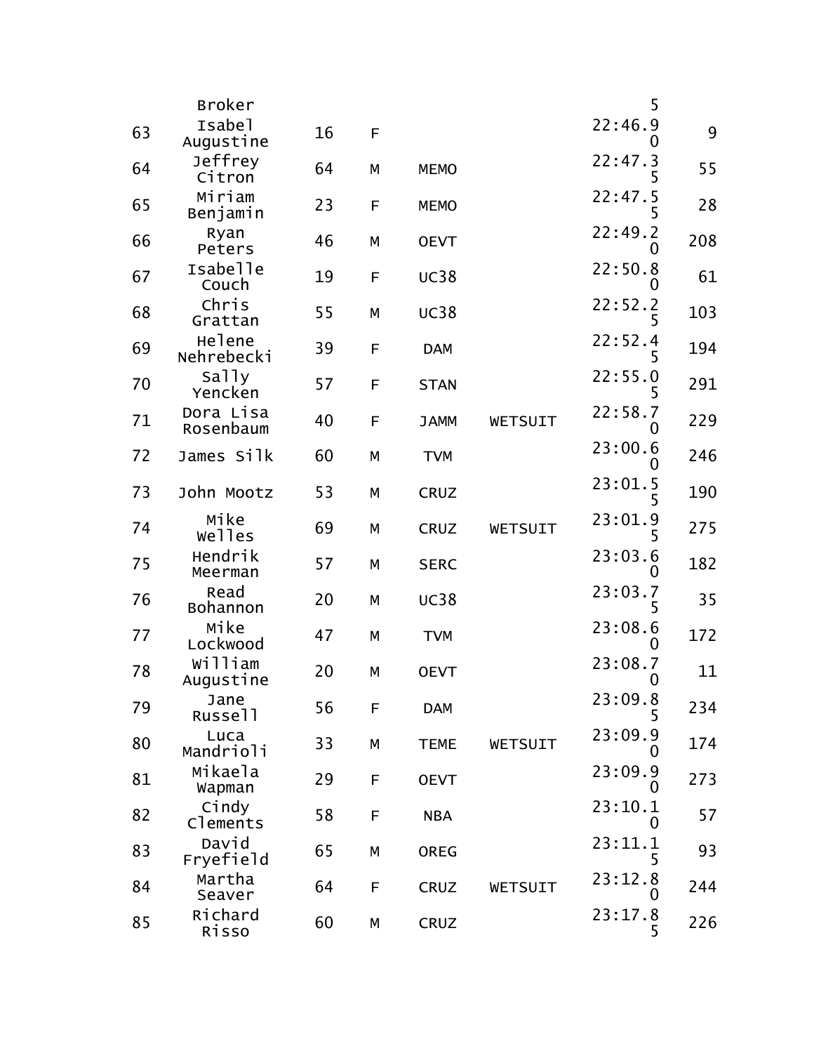| | | | | | | | |
|---|---|---|---|---|---|---|---|
| | Broker | | | | | 5 | |
| 63 | Isabel Augustine | 16 | F | | | 22:46.90 | 9 |
| 64 | Jeffrey Citron | 64 | M | MEMO | | 22:47.35 | 55 |
| 65 | Miriam Benjamin | 23 | F | MEMO | | 22:47.55 | 28 |
| 66 | Ryan Peters | 46 | M | OEVT | | 22:49.20 | 208 |
| 67 | Isabelle Couch | 19 | F | UC38 | | 22:50.80 | 61 |
| 68 | Chris Grattan | 55 | M | UC38 | | 22:52.25 | 103 |
| 69 | Helene Nehrebecki | 39 | F | DAM | | 22:52.45 | 194 |
| 70 | Sally Yencken | 57 | F | STAN | | 22:55.05 | 291 |
| 71 | Dora Lisa Rosenbaum | 40 | F | JAMM | WETSUIT | 22:58.70 | 229 |
| 72 | James Silk | 60 | M | TVM | | 23:00.60 | 246 |
| 73 | John Mootz | 53 | M | CRUZ | | 23:01.55 | 190 |
| 74 | Mike Welles | 69 | M | CRUZ | WETSUIT | 23:01.95 | 275 |
| 75 | Hendrik Meerman | 57 | M | SERC | | 23:03.60 | 182 |
| 76 | Read Bohannon | 20 | M | UC38 | | 23:03.75 | 35 |
| 77 | Mike Lockwood | 47 | M | TVM | | 23:08.60 | 172 |
| 78 | William Augustine | 20 | M | OEVT | | 23:08.70 | 11 |
| 79 | Jane Russell | 56 | F | DAM | | 23:09.85 | 234 |
| 80 | Luca Mandrioli | 33 | M | TEME | WETSUIT | 23:09.90 | 174 |
| 81 | Mikaela Wapman | 29 | F | OEVT | | 23:09.90 | 273 |
| 82 | Cindy Clements | 58 | F | NBA | | 23:10.10 | 57 |
| 83 | David Fryefield | 65 | M | OREG | | 23:11.15 | 93 |
| 84 | Martha Seaver | 64 | F | CRUZ | WETSUIT | 23:12.80 | 244 |
| 85 | Richard Risso | 60 | M | CRUZ | | 23:17.85 | 226 |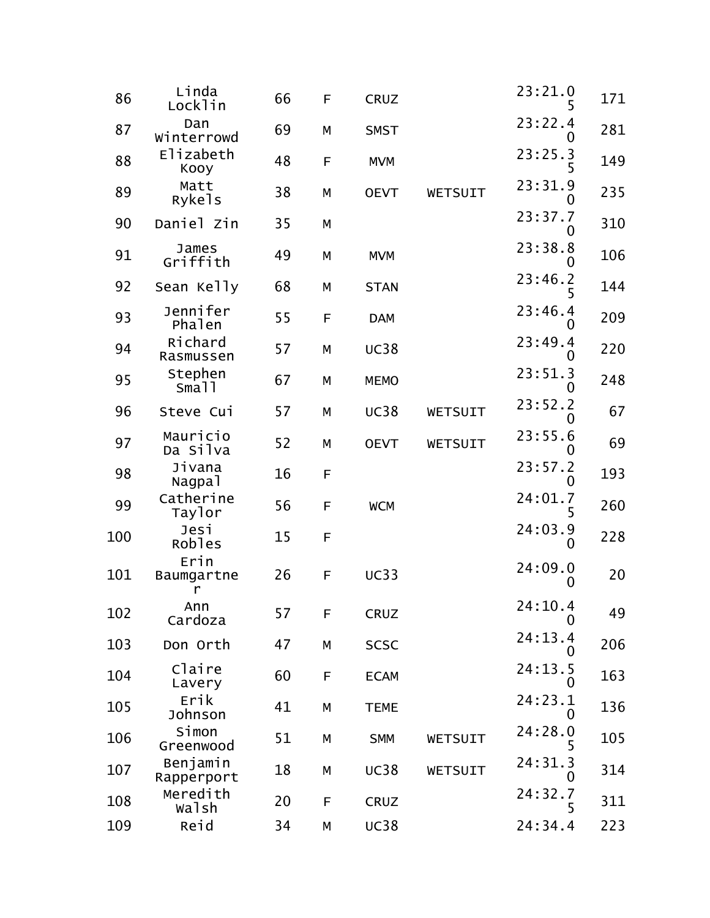| | | | | | | | |
|---|---|---|---|---|---|---|---|
| 86 | Linda Locklin | 66 | F | CRUZ | | 23:21.05 | 171 |
| 87 | Dan Winterrowd | 69 | M | SMST | | 23:22.40 | 281 |
| 88 | Elizabeth Kooy | 48 | F | MVM | | 23:25.35 | 149 |
| 89 | Matt Rykels | 38 | M | OEVT | WETSUIT | 23:31.90 | 235 |
| 90 | Daniel Zin | 35 | M | | | 23:37.70 | 310 |
| 91 | James Griffith | 49 | M | MVM | | 23:38.80 | 106 |
| 92 | Sean Kelly | 68 | M | STAN | | 23:46.25 | 144 |
| 93 | Jennifer Phalen | 55 | F | DAM | | 23:46.40 | 209 |
| 94 | Richard Rasmussen | 57 | M | UC38 | | 23:49.40 | 220 |
| 95 | Stephen Small | 67 | M | MEMO | | 23:51.30 | 248 |
| 96 | Steve Cui | 57 | M | UC38 | WETSUIT | 23:52.20 | 67 |
| 97 | Mauricio Da Silva | 52 | M | OEVT | WETSUIT | 23:55.60 | 69 |
| 98 | Jivana Nagpal | 16 | F | | | 23:57.20 | 193 |
| 99 | Catherine Taylor | 56 | F | WCM | | 24:01.75 | 260 |
| 100 | Jesi Robles | 15 | F | | | 24:03.90 | 228 |
| 101 | Erin Baumgartner | 26 | F | UC33 | | 24:09.00 | 20 |
| 102 | Ann Cardoza | 57 | F | CRUZ | | 24:10.40 | 49 |
| 103 | Don Orth | 47 | M | SCSC | | 24:13.40 | 206 |
| 104 | Claire Lavery | 60 | F | ECAM | | 24:13.50 | 163 |
| 105 | Erik Johnson | 41 | M | TEME | | 24:23.10 | 136 |
| 106 | Simon Greenwood | 51 | M | SMM | WETSUIT | 24:28.05 | 105 |
| 107 | Benjamin Rapperport | 18 | M | UC38 | WETSUIT | 24:31.30 | 314 |
| 108 | Meredith Walsh | 20 | F | CRUZ | | 24:32.75 | 311 |
| 109 | Reid | 34 | M | UC38 | | 24:34.4 | 223 |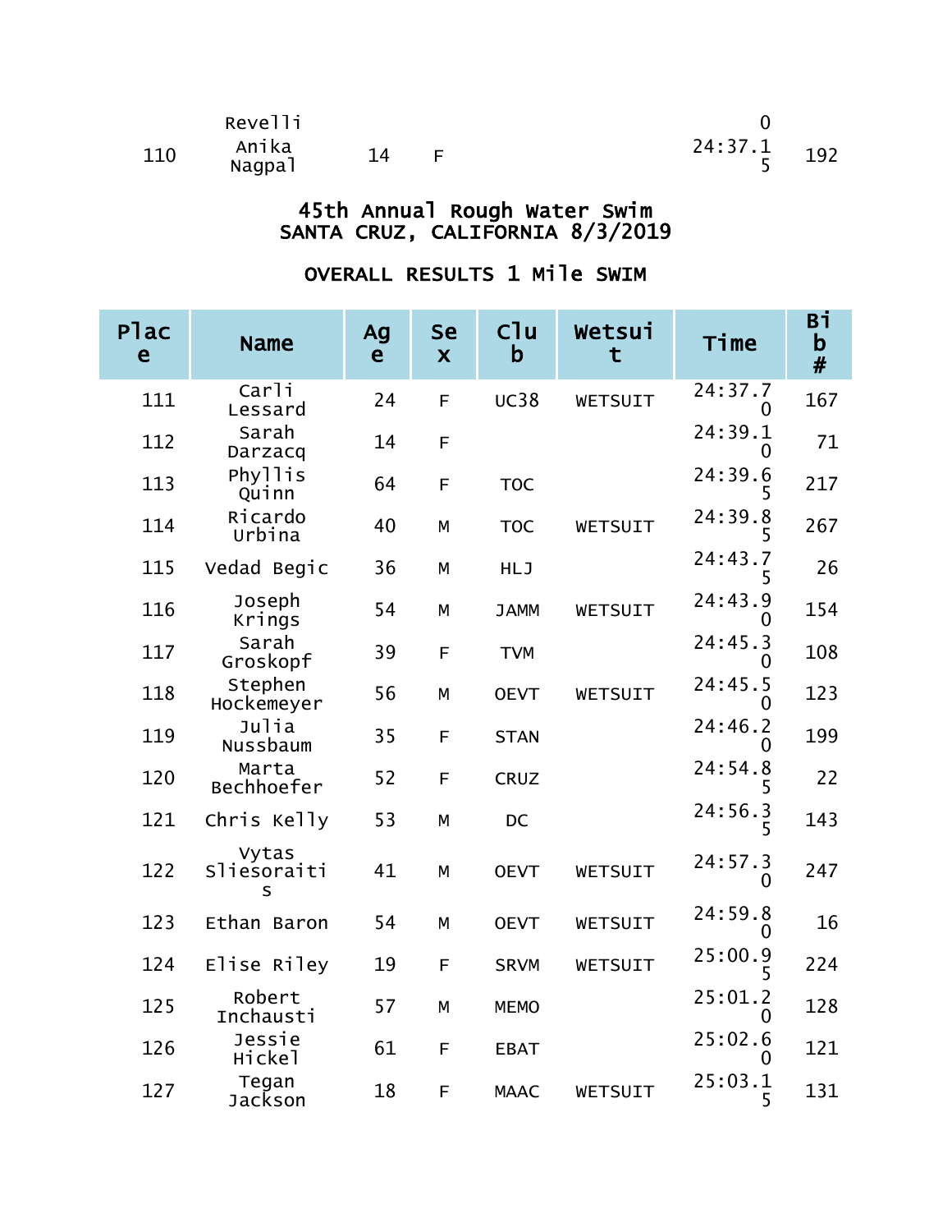| 110 | Revelli Anika Nagpal | 14 | F | | | 24:37.15 | 192 |
|---|---|---|---|---|---|---|---|

# 45th Annual Rough Water Swim
# SANTA CRUZ, CALIFORNIA 8/3/2019

## OVERALL RESULTS 1 Mile SWIM

| Place | Name | Age | Sex | Club | Wetsuit | Time | Bib # |
|---|---|---|---|---|---|---|---|
| 111 | Carli Lessard | 24 | F | UC38 | WETSUIT | 24:37.70 | 167 |
| 112 | Sarah Darzacq | 14 | F | | | 24:39.10 | 71 |
| 113 | Phyllis Quinn | 64 | F | TOC | | 24:39.65 | 217 |
| 114 | Ricardo Urbina | 40 | M | TOC | WETSUIT | 24:39.85 | 267 |
| 115 | Vedad Begic | 36 | M | HLJ | | 24:43.75 | 26 |
| 116 | Joseph Krings | 54 | M | JAMM | WETSUIT | 24:43.90 | 154 |
| 117 | Sarah Groskopf | 39 | F | TVM | | 24:45.30 | 108 |
| 118 | Stephen Hockemeyer | 56 | M | OEVT | WETSUIT | 24:45.50 | 123 |
| 119 | Julia Nussbaum | 35 | F | STAN | | 24:46.20 | 199 |
| 120 | Marta Bechhoefer | 52 | F | CRUZ | | 24:54.85 | 22 |
| 121 | Chris Kelly | 53 | M | DC | | 24:56.35 | 143 |
| 122 | Vytas Sliesoraitis | 41 | M | OEVT | WETSUIT | 24:57.30 | 247 |
| 123 | Ethan Baron | 54 | M | OEVT | WETSUIT | 24:59.80 | 16 |
| 124 | Elise Riley | 19 | F | SRVM | WETSUIT | 25:00.95 | 224 |
| 125 | Robert Inchausti | 57 | M | MEMO | | 25:01.20 | 128 |
| 126 | Jessie Hickel | 61 | F | EBAT | | 25:02.60 | 121 |
| 127 | Tegan Jackson | 18 | F | MAAC | WETSUIT | 25:03.15 | 131 |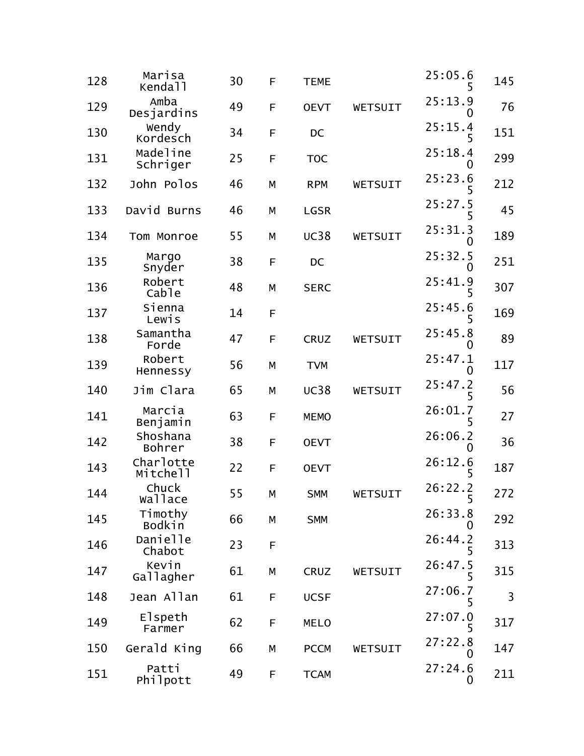| | | | | | | | |
|---|---|---|---|---|---|---|---|
| 128 | Marisa Kendall | 30 | F | TEME | | 25:05.65 | 145 |
| 129 | Amba Desjardins | 49 | F | OEVT | WETSUIT | 25:13.90 | 76 |
| 130 | Wendy Kordesch | 34 | F | DC | | 25:15.45 | 151 |
| 131 | Madeline Schriger | 25 | F | TOC | | 25:18.40 | 299 |
| 132 | John Polos | 46 | M | RPM | WETSUIT | 25:23.65 | 212 |
| 133 | David Burns | 46 | M | LGSR | | 25:27.55 | 45 |
| 134 | Tom Monroe | 55 | M | UC38 | WETSUIT | 25:31.30 | 189 |
| 135 | Margo Snyder | 38 | F | DC | | 25:32.50 | 251 |
| 136 | Robert Cable | 48 | M | SERC | | 25:41.95 | 307 |
| 137 | Sienna Lewis | 14 | F | | | 25:45.65 | 169 |
| 138 | Samantha Forde | 47 | F | CRUZ | WETSUIT | 25:45.80 | 89 |
| 139 | Robert Hennessy | 56 | M | TVM | | 25:47.10 | 117 |
| 140 | Jim Clara | 65 | M | UC38 | WETSUIT | 25:47.25 | 56 |
| 141 | Marcia Benjamin | 63 | F | MEMO | | 26:01.75 | 27 |
| 142 | Shoshana Bohrer | 38 | F | OEVT | | 26:06.20 | 36 |
| 143 | Charlotte Mitchell | 22 | F | OEVT | | 26:12.65 | 187 |
| 144 | Chuck Wallace | 55 | M | SMM | WETSUIT | 26:22.25 | 272 |
| 145 | Timothy Bodkin | 66 | M | SMM | | 26:33.80 | 292 |
| 146 | Danielle Chabot | 23 | F | | | 26:44.25 | 313 |
| 147 | Kevin Gallagher | 61 | M | CRUZ | WETSUIT | 26:47.55 | 315 |
| 148 | Jean Allan | 61 | F | UCSF | | 27:06.75 | 3 |
| 149 | Elspeth Farmer | 62 | F | MELO | | 27:07.05 | 317 |
| 150 | Gerald King | 66 | M | PCCM | WETSUIT | 27:22.80 | 147 |
| 151 | Patti Philpott | 49 | F | TCAM | | 27:24.60 | 211 |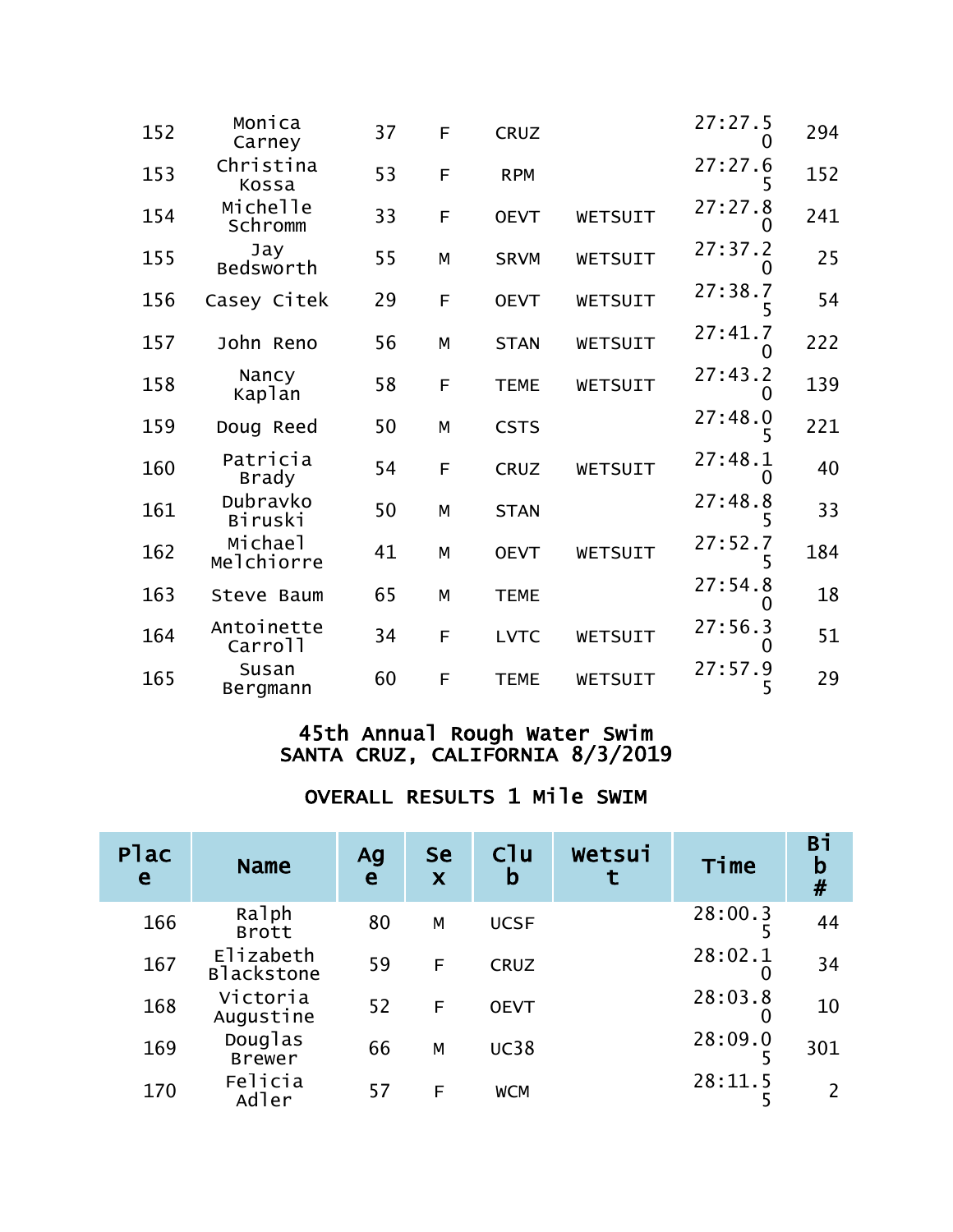| Place | Name | Age | Sex | Club | Wetsuit | Time | Bib # |
|---|---|---|---|---|---|---|---|
| 152 | Monica Carney | 37 | F | CRUZ | | 27:27.50 | 294 |
| 153 | Christina Kossa | 53 | F | RPM | | 27:27.65 | 152 |
| 154 | Michelle Schromm | 33 | F | OEVT | WETSUIT | 27:27.80 | 241 |
| 155 | Jay Bedsworth | 55 | M | SRVM | WETSUIT | 27:37.20 | 25 |
| 156 | Casey Citek | 29 | F | OEVT | WETSUIT | 27:38.75 | 54 |
| 157 | John Reno | 56 | M | STAN | WETSUIT | 27:41.70 | 222 |
| 158 | Nancy Kaplan | 58 | F | TEME | WETSUIT | 27:43.20 | 139 |
| 159 | Doug Reed | 50 | M | CSTS | | 27:48.05 | 221 |
| 160 | Patricia Brady | 54 | F | CRUZ | WETSUIT | 27:48.10 | 40 |
| 161 | Dubravko Biruski | 50 | M | STAN | | 27:48.85 | 33 |
| 162 | Michael Melchiorre | 41 | M | OEVT | WETSUIT | 27:52.75 | 184 |
| 163 | Steve Baum | 65 | M | TEME | | 27:54.80 | 18 |
| 164 | Antoinette Carroll | 34 | F | LVTC | WETSUIT | 27:56.30 | 51 |
| 165 | Susan Bergmann | 60 | F | TEME | WETSUIT | 27:57.95 | 29 |

## 45th Annual Rough Water Swim
## SANTA CRUZ, CALIFORNIA 8/3/2019

### OVERALL RESULTS 1 Mile SWIM

| Place | Name | Age | Sex | Club | Wetsuit | Time | Bib # |
|---|---|---|---|---|---|---|---|
| 166 | Ralph Brott | 80 | M | UCSF | | 28:00.35 | 44 |
| 167 | Elizabeth Blackstone | 59 | F | CRUZ | | 28:02.10 | 34 |
| 168 | Victoria Augustine | 52 | F | OEVT | | 28:03.80 | 10 |
| 169 | Douglas Brewer | 66 | M | UC38 | | 28:09.05 | 301 |
| 170 | Felicia Adler | 57 | F | WCM | | 28:11.55 | 2 |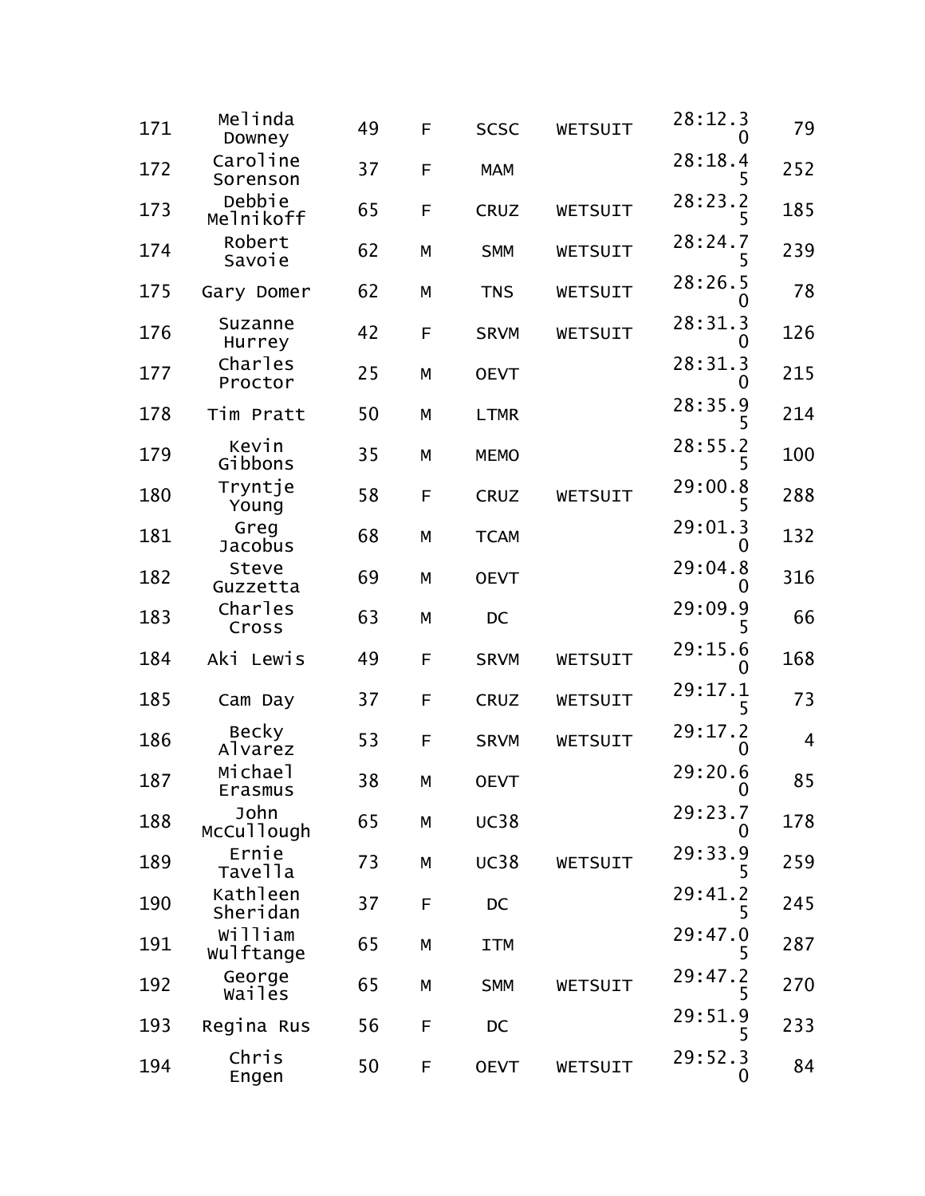| | | | | | | | |
|---|---|---|---|---|---|---|---|
| 171 | Melinda Downey | 49 | F | SCSC | WETSUIT | 28:12.30 | 79 |
| 172 | Caroline Sorenson | 37 | F | MAM | | 28:18.45 | 252 |
| 173 | Debbie Melnikoff | 65 | F | CRUZ | WETSUIT | 28:23.25 | 185 |
| 174 | Robert Savoie | 62 | M | SMM | WETSUIT | 28:24.75 | 239 |
| 175 | Gary Domer | 62 | M | TNS | WETSUIT | 28:26.50 | 78 |
| 176 | Suzanne Hurrey | 42 | F | SRVM | WETSUIT | 28:31.30 | 126 |
| 177 | Charles Proctor | 25 | M | OEVT | | 28:31.30 | 215 |
| 178 | Tim Pratt | 50 | M | LTMR | | 28:35.95 | 214 |
| 179 | Kevin Gibbons | 35 | M | MEMO | | 28:55.25 | 100 |
| 180 | Tryntje Young | 58 | F | CRUZ | WETSUIT | 29:00.85 | 288 |
| 181 | Greg Jacobus | 68 | M | TCAM | | 29:01.30 | 132 |
| 182 | Steve Guzzetta | 69 | M | OEVT | | 29:04.80 | 316 |
| 183 | Charles Cross | 63 | M | DC | | 29:09.95 | 66 |
| 184 | Aki Lewis | 49 | F | SRVM | WETSUIT | 29:15.60 | 168 |
| 185 | Cam Day | 37 | F | CRUZ | WETSUIT | 29:17.15 | 73 |
| 186 | Becky Alvarez | 53 | F | SRVM | WETSUIT | 29:17.20 | 4 |
| 187 | Michael Erasmus | 38 | M | OEVT | | 29:20.60 | 85 |
| 188 | John McCullough | 65 | M | UC38 | | 29:23.70 | 178 |
| 189 | Ernie Tavella | 73 | M | UC38 | WETSUIT | 29:33.95 | 259 |
| 190 | Kathleen Sheridan | 37 | F | DC | | 29:41.25 | 245 |
| 191 | William Wulftange | 65 | M | ITM | | 29:47.05 | 287 |
| 192 | George Wailes | 65 | M | SMM | WETSUIT | 29:47.25 | 270 |
| 193 | Regina Rus | 56 | F | DC | | 29:51.95 | 233 |
| 194 | Chris Engen | 50 | F | OEVT | WETSUIT | 29:52.30 | 84 |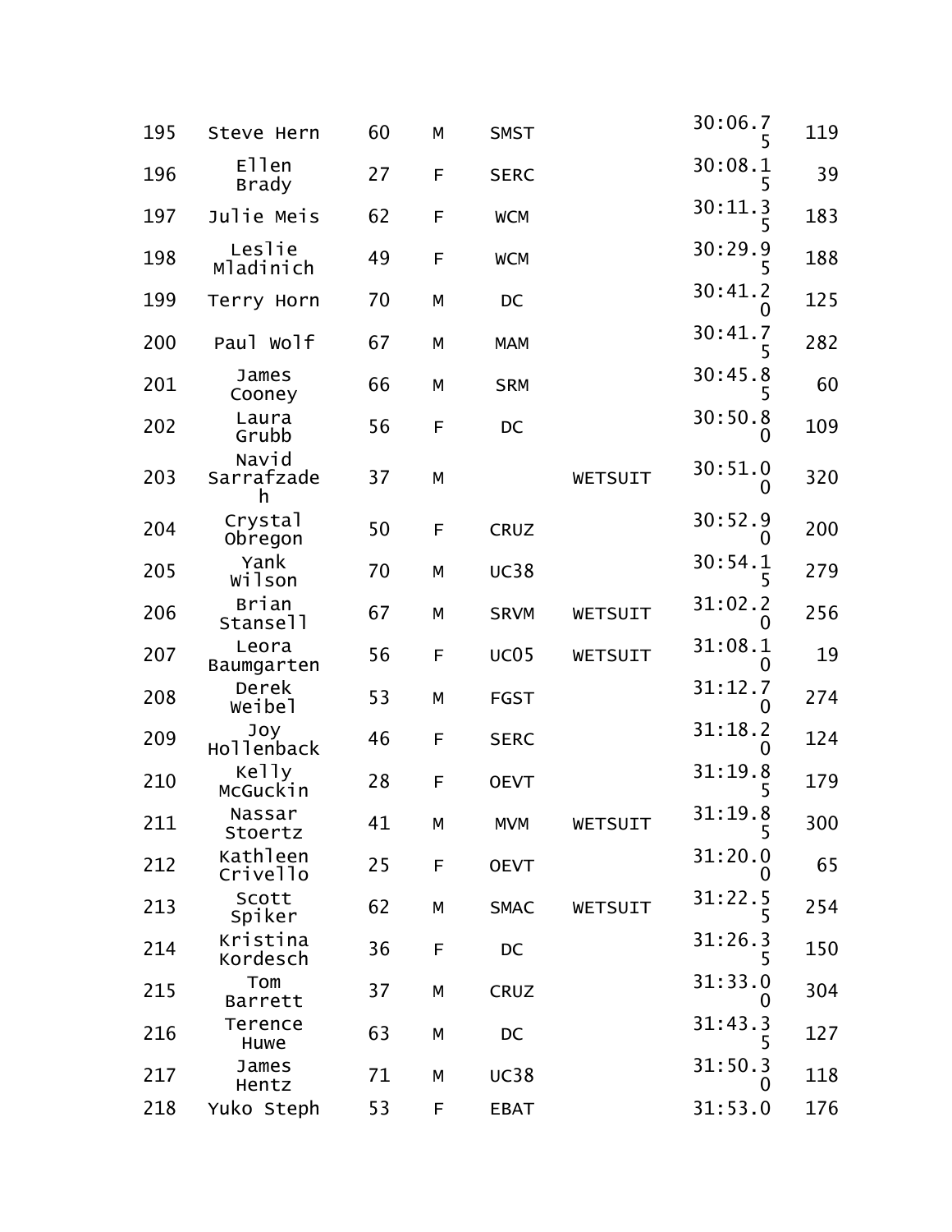| | | | | | | | |
|---|---|---|---|---|---|---|---|
| 195 | Steve Hern | 60 | M | SMST | | 30:06.75 | 119 |
| 196 | Ellen Brady | 27 | F | SERC | | 30:08.15 | 39 |
| 197 | Julie Meis | 62 | F | WCM | | 30:11.35 | 183 |
| 198 | Leslie Mladinich | 49 | F | WCM | | 30:29.95 | 188 |
| 199 | Terry Horn | 70 | M | DC | | 30:41.20 | 125 |
| 200 | Paul Wolf | 67 | M | MAM | | 30:41.75 | 282 |
| 201 | James Cooney | 66 | M | SRM | | 30:45.85 | 60 |
| 202 | Laura Grubb | 56 | F | DC | | 30:50.80 | 109 |
| 203 | Navid Sarrafzadeh | 37 | M | | WETSUIT | 30:51.00 | 320 |
| 204 | Crystal Obregon | 50 | F | CRUZ | | 30:52.90 | 200 |
| 205 | Yank Wilson | 70 | M | UC38 | | 30:54.15 | 279 |
| 206 | Brian Stansell | 67 | M | SRVM | WETSUIT | 31:02.20 | 256 |
| 207 | Leora Baumgarten | 56 | F | UC05 | WETSUIT | 31:08.10 | 19 |
| 208 | Derek Weibel | 53 | M | FGST | | 31:12.70 | 274 |
| 209 | Joy Hollenback | 46 | F | SERC | | 31:18.20 | 124 |
| 210 | Kelly McGuckin | 28 | F | OEVT | | 31:19.85 | 179 |
| 211 | Nassar Stoertz | 41 | M | MVM | WETSUIT | 31:19.85 | 300 |
| 212 | Kathleen Crivello | 25 | F | OEVT | | 31:20.00 | 65 |
| 213 | Scott Spiker | 62 | M | SMAC | WETSUIT | 31:22.55 | 254 |
| 214 | Kristina Kordesch | 36 | F | DC | | 31:26.35 | 150 |
| 215 | Tom Barrett | 37 | M | CRUZ | | 31:33.00 | 304 |
| 216 | Terence Huwe | 63 | M | DC | | 31:43.35 | 127 |
| 217 | James Hentz | 71 | M | UC38 | | 31:50.30 | 118 |
| 218 | Yuko Steph | 53 | F | EBAT | | 31:53.0 | 176 |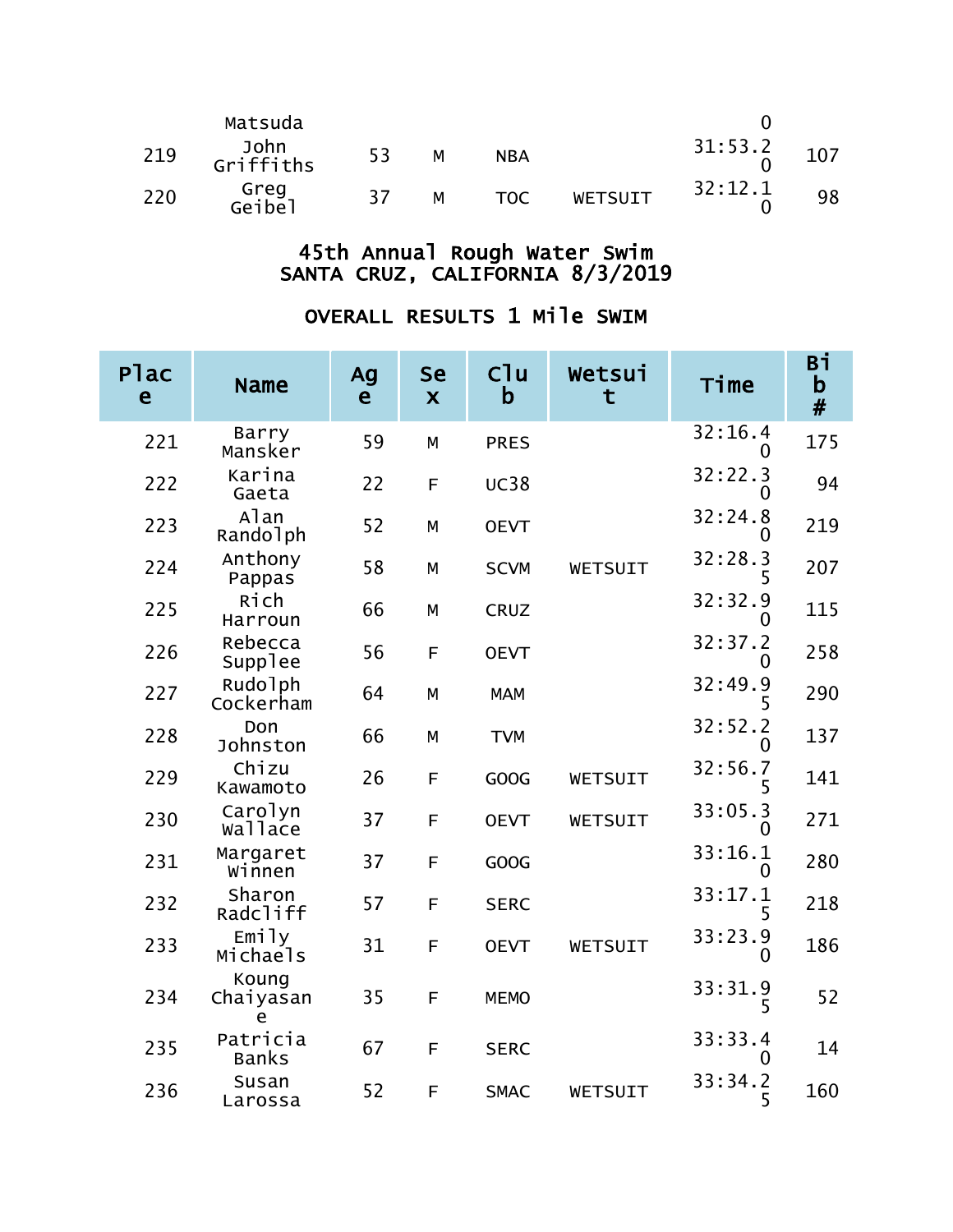| | | | | | | | |
|---|---|---|---|---|---|---|---|
| | Matsuda | | | | | 0 | |
| 219 | John Griffiths | 53 | M | NBA | | 31:53.20 | 107 |
| 220 | Greg Geibel | 37 | M | TOC | WETSUIT | 32:12.10 | 98 |

# 45th Annual Rough Water Swim
# SANTA CRUZ, CALIFORNIA 8/3/2019

## OVERALL RESULTS 1 Mile SWIM

| Place | Name | Age | Sex | Club | Wetsuit | Time | Bib # |
|---|---|---|---|---|---|---|---|
| 221 | Barry Mansker | 59 | M | PRES | | 32:16.40 | 175 |
| 222 | Karina Gaeta | 22 | F | UC38 | | 32:22.30 | 94 |
| 223 | Alan Randolph | 52 | M | OEVT | | 32:24.80 | 219 |
| 224 | Anthony Pappas | 58 | M | SCVM | WETSUIT | 32:28.35 | 207 |
| 225 | Rich Harroun | 66 | M | CRUZ | | 32:32.90 | 115 |
| 226 | Rebecca Supplee | 56 | F | OEVT | | 32:37.20 | 258 |
| 227 | Rudolph Cockerham | 64 | M | MAM | | 32:49.95 | 290 |
| 228 | Don Johnston | 66 | M | TVM | | 32:52.20 | 137 |
| 229 | Chizu Kawamoto | 26 | F | GOOG | WETSUIT | 32:56.75 | 141 |
| 230 | Carolyn Wallace | 37 | F | OEVT | WETSUIT | 33:05.30 | 271 |
| 231 | Margaret Winnen | 37 | F | GOOG | | 33:16.10 | 280 |
| 232 | Sharon Radcliff | 57 | F | SERC | | 33:17.15 | 218 |
| 233 | Emily Michaels | 31 | F | OEVT | WETSUIT | 33:23.90 | 186 |
| 234 | Koung Chaiyasane | 35 | F | MEMO | | 33:31.95 | 52 |
| 235 | Patricia Banks | 67 | F | SERC | | 33:33.40 | 14 |
| 236 | Susan Larossa | 52 | F | SMAC | WETSUIT | 33:34.25 | 160 |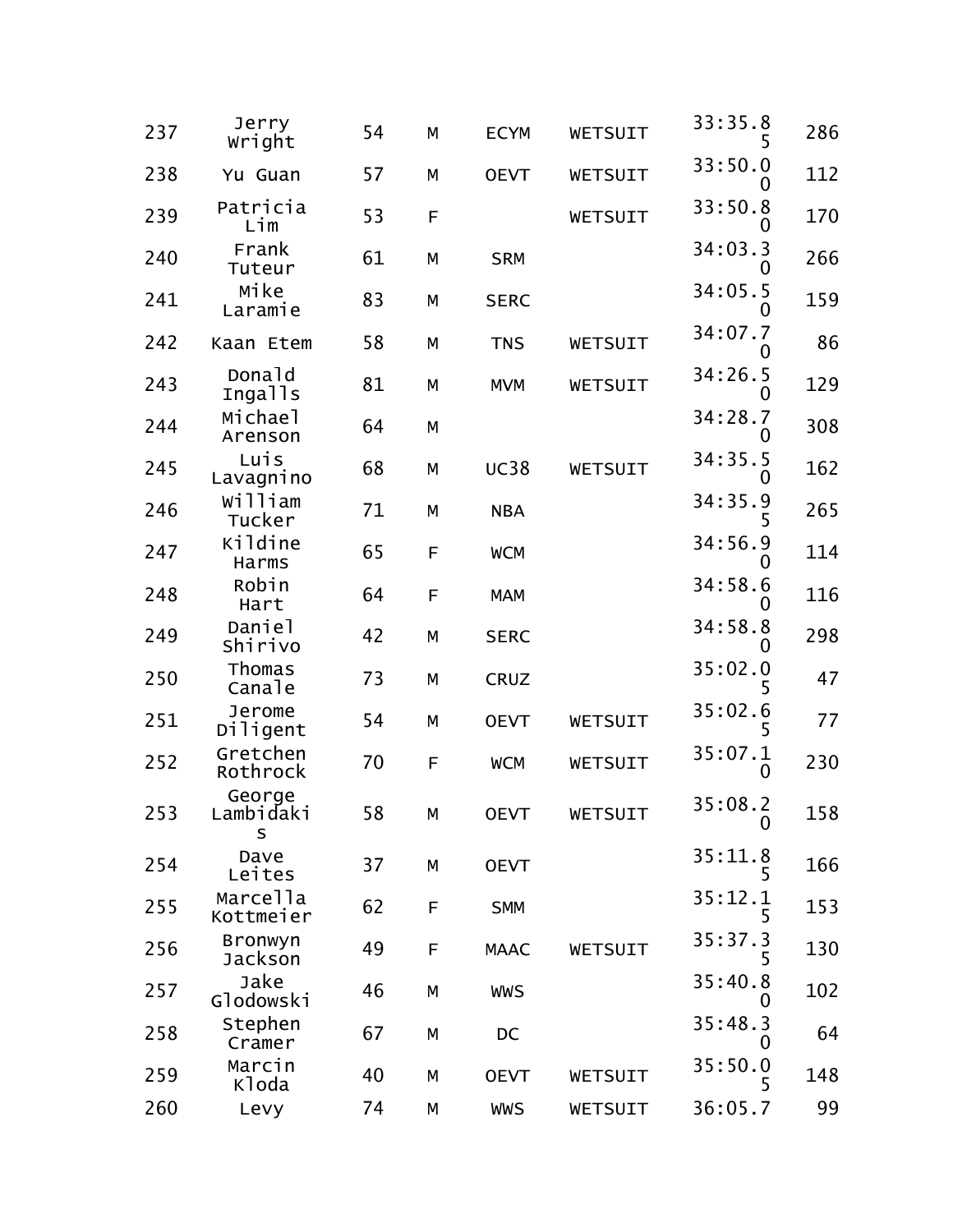| | | | | | | | |
|---|---|---|---|---|---|---|---|
| 237 | Jerry Wright | 54 | M | ECYM | WETSUIT | 33:35.85 | 286 |
| 238 | Yu Guan | 57 | M | OEVT | WETSUIT | 33:50.00 | 112 |
| 239 | Patricia Lim | 53 | F | | WETSUIT | 33:50.80 | 170 |
| 240 | Frank Tuteur | 61 | M | SRM | | 34:03.30 | 266 |
| 241 | Mike Laramie | 83 | M | SERC | | 34:05.50 | 159 |
| 242 | Kaan Etem | 58 | M | TNS | WETSUIT | 34:07.70 | 86 |
| 243 | Donald Ingalls | 81 | M | MVM | WETSUIT | 34:26.50 | 129 |
| 244 | Michael Arenson | 64 | M | | | 34:28.70 | 308 |
| 245 | Luis Lavagnino | 68 | M | UC38 | WETSUIT | 34:35.50 | 162 |
| 246 | William Tucker | 71 | M | NBA | | 34:35.95 | 265 |
| 247 | Kildine Harms | 65 | F | WCM | | 34:56.90 | 114 |
| 248 | Robin Hart | 64 | F | MAM | | 34:58.60 | 116 |
| 249 | Daniel Shirivo | 42 | M | SERC | | 34:58.80 | 298 |
| 250 | Thomas Canale | 73 | M | CRUZ | | 35:02.05 | 47 |
| 251 | Jerome Diligent | 54 | M | OEVT | WETSUIT | 35:02.65 | 77 |
| 252 | Gretchen Rothrock | 70 | F | WCM | WETSUIT | 35:07.10 | 230 |
| 253 | George Lambidakis | 58 | M | OEVT | WETSUIT | 35:08.20 | 158 |
| 254 | Dave Leites | 37 | M | OEVT | | 35:11.85 | 166 |
| 255 | Marcella Kottmeier | 62 | F | SMM | | 35:12.15 | 153 |
| 256 | Bronwyn Jackson | 49 | F | MAAC | WETSUIT | 35:37.35 | 130 |
| 257 | Jake Glodowski | 46 | M | WWS | | 35:40.80 | 102 |
| 258 | Stephen Cramer | 67 | M | DC | | 35:48.30 | 64 |
| 259 | Marcin Kloda | 40 | M | OEVT | WETSUIT | 35:50.05 | 148 |
| 260 | Levy | 74 | M | WWS | WETSUIT | 36:05.7 | 99 |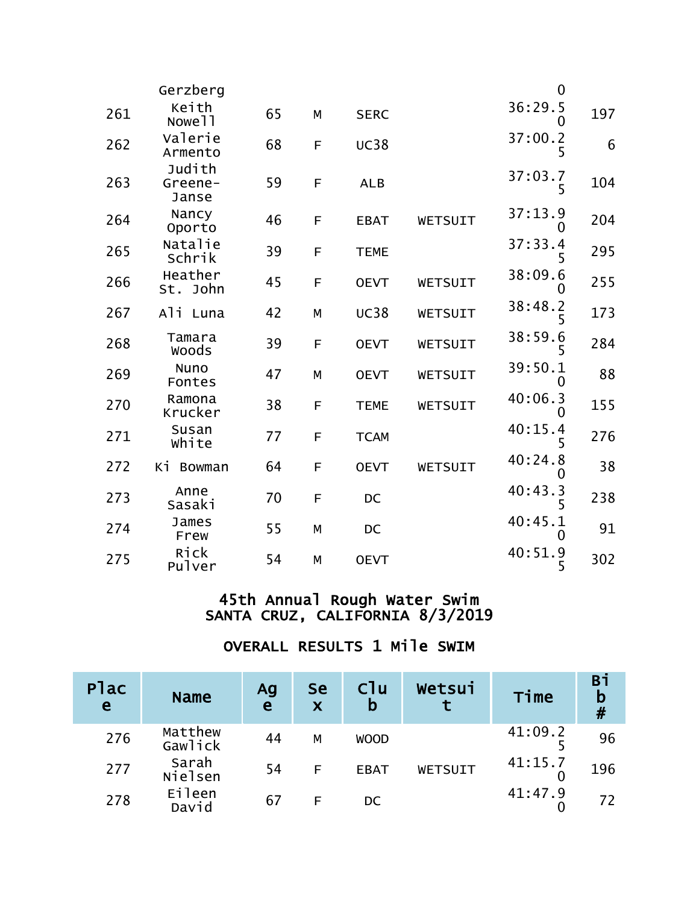| Place | Name | Age | Sex | Club | Wetsuit | Time | Bib # |
|---|---|---|---|---|---|---|---|
| | Gerzberg | | | | | 0 | |
| 261 | Keith Nowell | 65 | M | SERC | | 36:29.50 | 197 |
| 262 | Valerie Armento | 68 | F | UC38 | | 37:00.25 | 6 |
| 263 | Judith Greene-Janse | 59 | F | ALB | | 37:03.75 | 104 |
| 264 | Nancy Oporto | 46 | F | EBAT | WETSUIT | 37:13.90 | 204 |
| 265 | Natalie Schrik | 39 | F | TEME | | 37:33.45 | 295 |
| 266 | Heather St. John | 45 | F | OEVT | WETSUIT | 38:09.60 | 255 |
| 267 | Ali Luna | 42 | M | UC38 | WETSUIT | 38:48.25 | 173 |
| 268 | Tamara Woods | 39 | F | OEVT | WETSUIT | 38:59.65 | 284 |
| 269 | Nuno Fontes | 47 | M | OEVT | WETSUIT | 39:50.10 | 88 |
| 270 | Ramona Krucker | 38 | F | TEME | WETSUIT | 40:06.30 | 155 |
| 271 | Susan White | 77 | F | TCAM | | 40:15.45 | 276 |
| 272 | Ki Bowman | 64 | F | OEVT | WETSUIT | 40:24.80 | 38 |
| 273 | Anne Sasaki | 70 | F | DC | | 40:43.35 | 238 |
| 274 | James Frew | 55 | M | DC | | 40:45.10 | 91 |
| 275 | Rick Pulver | 54 | M | OEVT | | 40:51.95 | 302 |

## 45th Annual Rough Water Swim
## SANTA CRUZ, CALIFORNIA 8/3/2019

## OVERALL RESULTS 1 Mile SWIM

| Place | Name | Age | Sex | Club | Wetsuit | Time | Bib # |
|---|---|---|---|---|---|---|---|
| 276 | Matthew Gawlick | 44 | M | WOOD | | 41:09.25 | 96 |
| 277 | Sarah Nielsen | 54 | F | EBAT | WETSUIT | 41:15.70 | 196 |
| 278 | Eileen David | 67 | F | DC | | 41:47.90 | 72 |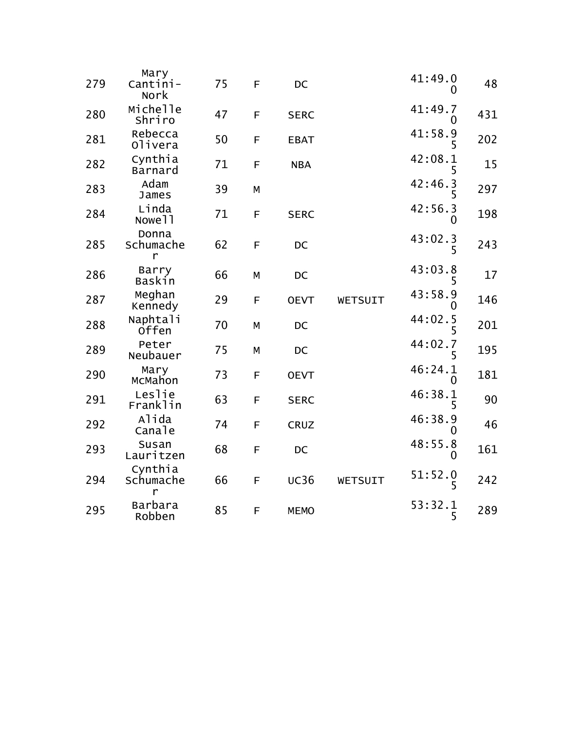| | | | | | | | |
|---|---|---|---|---|---|---|---|
| 279 | Mary Cantini-Nork | 75 | F | DC | | 41:49.00 | 48 |
| 280 | Michelle Shriro | 47 | F | SERC | | 41:49.70 | 431 |
| 281 | Rebecca Olivera | 50 | F | EBAT | | 41:58.95 | 202 |
| 282 | Cynthia Barnard | 71 | F | NBA | | 42:08.15 | 15 |
| 283 | Adam James | 39 | M | | | 42:46.35 | 297 |
| 284 | Linda Nowell | 71 | F | SERC | | 42:56.30 | 198 |
| 285 | Donna Schumacher | 62 | F | DC | | 43:02.35 | 243 |
| 286 | Barry Baskin | 66 | M | DC | | 43:03.85 | 17 |
| 287 | Meghan Kennedy | 29 | F | OEVT | WETSUIT | 43:58.90 | 146 |
| 288 | Naphtali Offen | 70 | M | DC | | 44:02.55 | 201 |
| 289 | Peter Neubauer | 75 | M | DC | | 44:02.75 | 195 |
| 290 | Mary McMahon | 73 | F | OEVT | | 46:24.10 | 181 |
| 291 | Leslie Franklin | 63 | F | SERC | | 46:38.15 | 90 |
| 292 | Alida Canale | 74 | F | CRUZ | | 46:38.90 | 46 |
| 293 | Susan Lauritzen | 68 | F | DC | | 48:55.80 | 161 |
| 294 | Cynthia Schumacher | 66 | F | UC36 | WETSUIT | 51:52.05 | 242 |
| 295 | Barbara Robben | 85 | F | MEMO | | 53:32.15 | 289 |